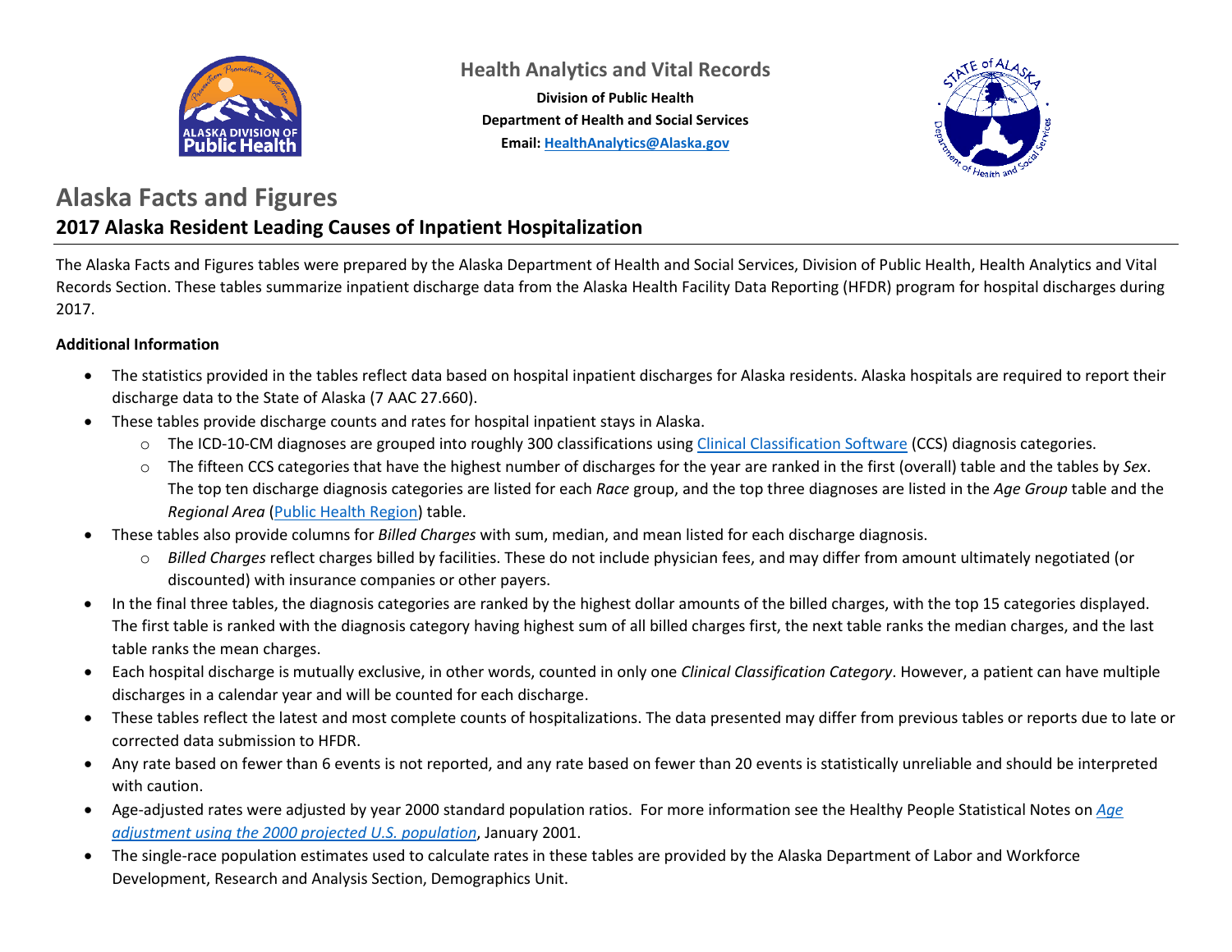Health Analytics and Vital Records

**Division of Public Health**
**Department of Health and Social Services**
**Email: HealthAnalytics@Alaska.gov**

# Alaska Facts and Figures

## 2017 Alaska Resident Leading Causes of Inpatient Hospitalization

The Alaska Facts and Figures tables were prepared by the Alaska Department of Health and Social Services, Division of Public Health, Health Analytics and Vital Records Section. These tables summarize inpatient discharge data from the Alaska Health Facility Data Reporting (HFDR) program for hospital discharges during 2017.

**Additional Information**

- The statistics provided in the tables reflect data based on hospital inpatient discharges for Alaska residents. Alaska hospitals are required to report their discharge data to the State of Alaska (7 AAC 27.660).
- These tables provide discharge counts and rates for hospital inpatient stays in Alaska.
  - The ICD-10-CM diagnoses are grouped into roughly 300 classifications using Clinical Classification Software (CCS) diagnosis categories.
  - The fifteen CCS categories that have the highest number of discharges for the year are ranked in the first (overall) table and the tables by *Sex*. The top ten discharge diagnosis categories are listed for each *Race* group, and the top three diagnoses are listed in the *Age Group* table and the *Regional Area* (Public Health Region) table.
- These tables also provide columns for *Billed Charges* with sum, median, and mean listed for each discharge diagnosis.
  - *Billed Charges* reflect charges billed by facilities. These do not include physician fees, and may differ from amount ultimately negotiated (or discounted) with insurance companies or other payers.
- In the final three tables, the diagnosis categories are ranked by the highest dollar amounts of the billed charges, with the top 15 categories displayed. The first table is ranked with the diagnosis category having highest sum of all billed charges first, the next table ranks the median charges, and the last table ranks the mean charges.
- Each hospital discharge is mutually exclusive, in other words, counted in only one *Clinical Classification Category*. However, a patient can have multiple discharges in a calendar year and will be counted for each discharge.
- These tables reflect the latest and most complete counts of hospitalizations. The data presented may differ from previous tables or reports due to late or corrected data submission to HFDR.
- Any rate based on fewer than 6 events is not reported, and any rate based on fewer than 20 events is statistically unreliable and should be interpreted with caution.
- Age-adjusted rates were adjusted by year 2000 standard population ratios. For more information see the Healthy People Statistical Notes on *Age adjustment using the 2000 projected U.S. population*, January 2001.
- The single-race population estimates used to calculate rates in these tables are provided by the Alaska Department of Labor and Workforce Development, Research and Analysis Section, Demographics Unit.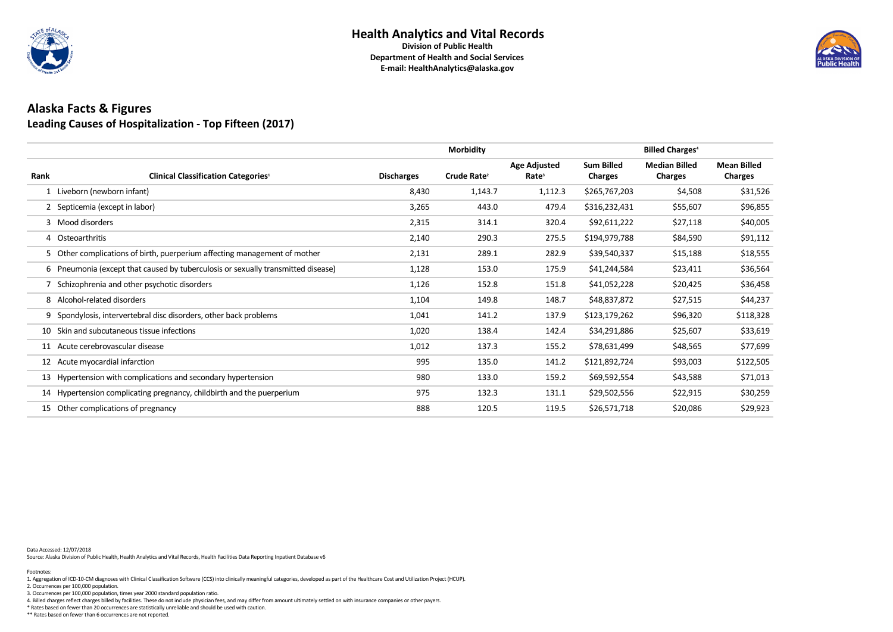# Health Analytics and Vital Records

**Division of Public Health**
**Department of Health and Social Services**
**E-mail: HealthAnalytics@alaska.gov**

## Alaska Facts & Figures
### Leading Causes of Hospitalization - Top Fifteen (2017)

| | | Morbidity | | | Billed Charges[4] | | |
|---|---|---|---|---|---|---|---|
| Rank | Clinical Classification Categories[1] | Discharges | Crude Rate[2] | Age Adjusted Rate[3] | Sum Billed Charges | Median Billed Charges | Mean Billed Charges |
| 1 | Liveborn (newborn infant) | 8,430 | 1,143.7 | 1,112.3 | $265,767,203 | $4,508 | $31,526 |
| 2 | Septicemia (except in labor) | 3,265 | 443.0 | 479.4 | $316,232,431 | $55,607 | $96,855 |
| 3 | Mood disorders | 2,315 | 314.1 | 320.4 | $92,611,222 | $27,118 | $40,005 |
| 4 | Osteoarthritis | 2,140 | 290.3 | 275.5 | $194,979,788 | $84,590 | $91,112 |
| 5 | Other complications of birth, puerperium affecting management of mother | 2,131 | 289.1 | 282.9 | $39,540,337 | $15,188 | $18,555 |
| 6 | Pneumonia (except that caused by tuberculosis or sexually transmitted disease) | 1,128 | 153.0 | 175.9 | $41,244,584 | $23,411 | $36,564 |
| 7 | Schizophrenia and other psychotic disorders | 1,126 | 152.8 | 151.8 | $41,052,228 | $20,425 | $36,458 |
| 8 | Alcohol-related disorders | 1,104 | 149.8 | 148.7 | $48,837,872 | $27,515 | $44,237 |
| 9 | Spondylosis, intervertebral disc disorders, other back problems | 1,041 | 141.2 | 137.9 | $123,179,262 | $96,320 | $118,328 |
| 10 | Skin and subcutaneous tissue infections | 1,020 | 138.4 | 142.4 | $34,291,886 | $25,607 | $33,619 |
| 11 | Acute cerebrovascular disease | 1,012 | 137.3 | 155.2 | $78,631,499 | $48,565 | $77,699 |
| 12 | Acute myocardial infarction | 995 | 135.0 | 141.2 | $121,892,724 | $93,003 | $122,505 |
| 13 | Hypertension with complications and secondary hypertension | 980 | 133.0 | 159.2 | $69,592,554 | $43,588 | $71,013 |
| 14 | Hypertension complicating pregnancy, childbirth and the puerperium | 975 | 132.3 | 131.1 | $29,502,556 | $22,915 | $30,259 |
| 15 | Other complications of pregnancy | 888 | 120.5 | 119.5 | $26,571,718 | $20,086 | $29,923 |

Data Accessed: 12/07/2018
Source: Alaska Division of Public Health, Health Analytics and Vital Records, Health Facilities Data Reporting Inpatient Database v6

Footnotes:
1. Aggregation of ICD-10-CM diagnoses with Clinical Classification Software (CCS) into clinically meaningful categories, developed as part of the Healthcare Cost and Utilization Project (HCUP).
2. Occurrences per 100,000 population.
3. Occurrences per 100,000 population, times year 2000 standard population ratio.
4. Billed charges reflect charges billed by facilities. These do not include physician fees, and may differ from amount ultimately settled on with insurance companies or other payers.
* Rates based on fewer than 20 occurrences are statistically unreliable and should be used with caution.
** Rates based on fewer than 6 occurrences are not reported.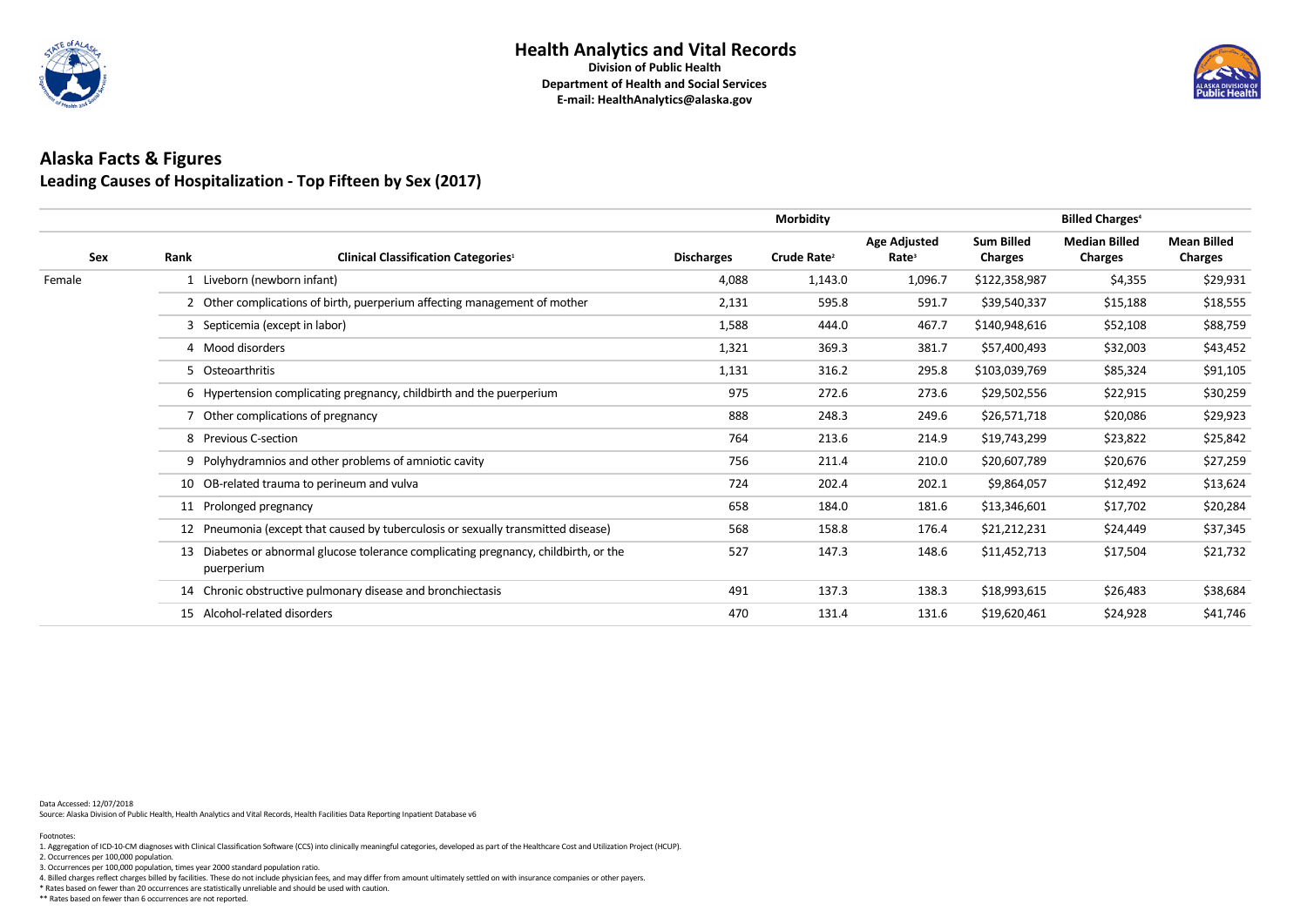## Health Analytics and Vital Records

**Division of Public Health**
**Department of Health and Social Services**
**E-mail: HealthAnalytics@alaska.gov**

# Alaska Facts & Figures

## Leading Causes of Hospitalization - Top Fifteen by Sex (2017)

| | | | Morbidity | | | Billed Charges[4] | | |
|---|---|---|---|---|---|---|---|---|
| Sex | Rank | Clinical Classification Categories[1] | Discharges | Crude Rate[2] | Age Adjusted Rate[3] | Sum Billed Charges | Median Billed Charges | Mean Billed Charges |
| Female | 1 | Liveborn (newborn infant) | 4,088 | 1,143.0 | 1,096.7 | $122,358,987 | $4,355 | $29,931 |
| | 2 | Other complications of birth, puerperium affecting management of mother | 2,131 | 595.8 | 591.7 | $39,540,337 | $15,188 | $18,555 |
| | 3 | Septicemia (except in labor) | 1,588 | 444.0 | 467.7 | $140,948,616 | $52,108 | $88,759 |
| | 4 | Mood disorders | 1,321 | 369.3 | 381.7 | $57,400,493 | $32,003 | $43,452 |
| | 5 | Osteoarthritis | 1,131 | 316.2 | 295.8 | $103,039,769 | $85,324 | $91,105 |
| | 6 | Hypertension complicating pregnancy, childbirth and the puerperium | 975 | 272.6 | 273.6 | $29,502,556 | $22,915 | $30,259 |
| | 7 | Other complications of pregnancy | 888 | 248.3 | 249.6 | $26,571,718 | $20,086 | $29,923 |
| | 8 | Previous C-section | 764 | 213.6 | 214.9 | $19,743,299 | $23,822 | $25,842 |
| | 9 | Polyhydramnios and other problems of amniotic cavity | 756 | 211.4 | 210.0 | $20,607,789 | $20,676 | $27,259 |
| | 10 | OB-related trauma to perineum and vulva | 724 | 202.4 | 202.1 | $9,864,057 | $12,492 | $13,624 |
| | 11 | Prolonged pregnancy | 658 | 184.0 | 181.6 | $13,346,601 | $17,702 | $20,284 |
| | 12 | Pneumonia (except that caused by tuberculosis or sexually transmitted disease) | 568 | 158.8 | 176.4 | $21,212,231 | $24,449 | $37,345 |
| | 13 | Diabetes or abnormal glucose tolerance complicating pregnancy, childbirth, or the puerperium | 527 | 147.3 | 148.6 | $11,452,713 | $17,504 | $21,732 |
| | 14 | Chronic obstructive pulmonary disease and bronchiectasis | 491 | 137.3 | 138.3 | $18,993,615 | $26,483 | $38,684 |
| | 15 | Alcohol-related disorders | 470 | 131.4 | 131.6 | $19,620,461 | $24,928 | $41,746 |

Data Accessed: 12/07/2018
Source: Alaska Division of Public Health, Health Analytics and Vital Records, Health Facilities Data Reporting Inpatient Database v6

Footnotes:
1. Aggregation of ICD-10-CM diagnoses with Clinical Classification Software (CCS) into clinically meaningful categories, developed as part of the Healthcare Cost and Utilization Project (HCUP).
2. Occurrences per 100,000 population.
3. Occurrences per 100,000 population, times year 2000 standard population ratio.
4. Billed charges reflect charges billed by facilities. These do not include physician fees, and may differ from amount ultimately settled on with insurance companies or other payers.
* Rates based on fewer than 20 occurrences are statistically unreliable and should be used with caution.
** Rates based on fewer than 6 occurrences are not reported.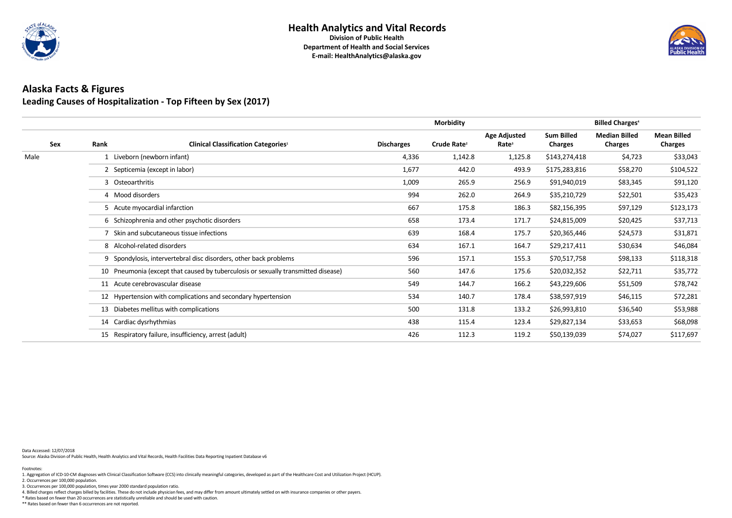# Health Analytics and Vital Records

**Division of Public Health**
**Department of Health and Social Services**
**E-mail: HealthAnalytics@alaska.gov**

## Alaska Facts & Figures

### Leading Causes of Hospitalization - Top Fifteen by Sex (2017)

| | | | Morbidity | | | Billed Charges[4] | | |
|---|---|---|---|---|---|---|---|---|
| Sex | Rank | Clinical Classification Categories[1] | Discharges | Crude Rate[2] | Age Adjusted Rate[3] | Sum Billed Charges | Median Billed Charges | Mean Billed Charges |
| Male | 1 | Liveborn (newborn infant) | 4,336 | 1,142.8 | 1,125.8 | $143,274,418 | $4,723 | $33,043 |
| | 2 | Septicemia (except in labor) | 1,677 | 442.0 | 493.9 | $175,283,816 | $58,270 | $104,522 |
| | 3 | Osteoarthritis | 1,009 | 265.9 | 256.9 | $91,940,019 | $83,345 | $91,120 |
| | 4 | Mood disorders | 994 | 262.0 | 264.9 | $35,210,729 | $22,501 | $35,423 |
| | 5 | Acute myocardial infarction | 667 | 175.8 | 186.3 | $82,156,395 | $97,129 | $123,173 |
| | 6 | Schizophrenia and other psychotic disorders | 658 | 173.4 | 171.7 | $24,815,009 | $20,425 | $37,713 |
| | 7 | Skin and subcutaneous tissue infections | 639 | 168.4 | 175.7 | $20,365,446 | $24,573 | $31,871 |
| | 8 | Alcohol-related disorders | 634 | 167.1 | 164.7 | $29,217,411 | $30,634 | $46,084 |
| | 9 | Spondylosis, intervertebral disc disorders, other back problems | 596 | 157.1 | 155.3 | $70,517,758 | $98,133 | $118,318 |
| | 10 | Pneumonia (except that caused by tuberculosis or sexually transmitted disease) | 560 | 147.6 | 175.6 | $20,032,352 | $22,711 | $35,772 |
| | 11 | Acute cerebrovascular disease | 549 | 144.7 | 166.2 | $43,229,606 | $51,509 | $78,742 |
| | 12 | Hypertension with complications and secondary hypertension | 534 | 140.7 | 178.4 | $38,597,919 | $46,115 | $72,281 |
| | 13 | Diabetes mellitus with complications | 500 | 131.8 | 133.2 | $26,993,810 | $36,540 | $53,988 |
| | 14 | Cardiac dysrhythmias | 438 | 115.4 | 123.4 | $29,827,134 | $33,653 | $68,098 |
| | 15 | Respiratory failure, insufficiency, arrest (adult) | 426 | 112.3 | 119.2 | $50,139,039 | $74,027 | $117,697 |

Data Accessed: 12/07/2018
Source: Alaska Division of Public Health, Health Analytics and Vital Records, Health Facilities Data Reporting Inpatient Database v6

Footnotes:
1. Aggregation of ICD-10-CM diagnoses with Clinical Classification Software (CCS) into clinically meaningful categories, developed as part of the Healthcare Cost and Utilization Project (HCUP).
2. Occurrences per 100,000 population.
3. Occurrences per 100,000 population, times year 2000 standard population ratio.
4. Billed charges reflect charges billed by facilities. These do not include physician fees, and may differ from amount ultimately settled on with insurance companies or other payers.
* Rates based on fewer than 20 occurrences are statistically unreliable and should be used with caution.
** Rates based on fewer than 6 occurrences are not reported.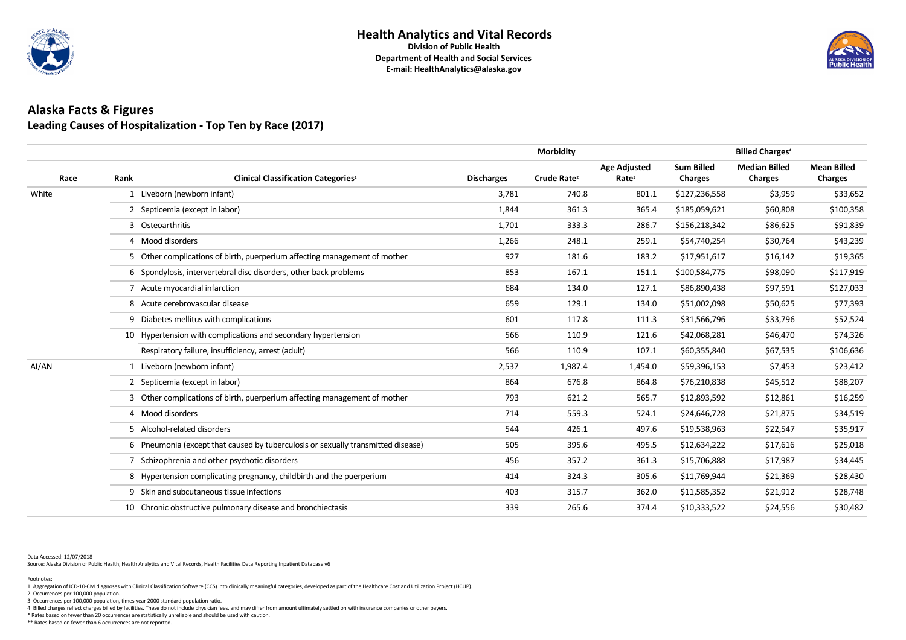# Health Analytics and Vital Records

**Division of Public Health**
**Department of Health and Social Services**
**E-mail: HealthAnalytics@alaska.gov**

## Alaska Facts & Figures

### Leading Causes of Hospitalization - Top Ten by Race (2017)

| | | | Morbidity | | | Billed Charges[4] | | |
|---|---|---|---|---|---|---|---|---|
| **Race** | **Rank** | **Clinical Classification Categories[1]** | **Discharges** | **Crude Rate[2]** | **Age Adjusted Rate[3]** | **Sum Billed Charges** | **Median Billed Charges** | **Mean Billed Charges** |
| White | 1 | Liveborn (newborn infant) | 3,781 | 740.8 | 801.1 | $127,236,558 | $3,959 | $33,652 |
| | 2 | Septicemia (except in labor) | 1,844 | 361.3 | 365.4 | $185,059,621 | $60,808 | $100,358 |
| | 3 | Osteoarthritis | 1,701 | 333.3 | 286.7 | $156,218,342 | $86,625 | $91,839 |
| | 4 | Mood disorders | 1,266 | 248.1 | 259.1 | $54,740,254 | $30,764 | $43,239 |
| | 5 | Other complications of birth, puerperium affecting management of mother | 927 | 181.6 | 183.2 | $17,951,617 | $16,142 | $19,365 |
| | 6 | Spondylosis, intervertebral disc disorders, other back problems | 853 | 167.1 | 151.1 | $100,584,775 | $98,090 | $117,919 |
| | 7 | Acute myocardial infarction | 684 | 134.0 | 127.1 | $86,890,438 | $97,591 | $127,033 |
| | 8 | Acute cerebrovascular disease | 659 | 129.1 | 134.0 | $51,002,098 | $50,625 | $77,393 |
| | 9 | Diabetes mellitus with complications | 601 | 117.8 | 111.3 | $31,566,796 | $33,796 | $52,524 |
| | 10 | Hypertension with complications and secondary hypertension | 566 | 110.9 | 121.6 | $42,068,281 | $46,470 | $74,326 |
| | | Respiratory failure, insufficiency, arrest (adult) | 566 | 110.9 | 107.1 | $60,355,840 | $67,535 | $106,636 |
| AI/AN | 1 | Liveborn (newborn infant) | 2,537 | 1,987.4 | 1,454.0 | $59,396,153 | $7,453 | $23,412 |
| | 2 | Septicemia (except in labor) | 864 | 676.8 | 864.8 | $76,210,838 | $45,512 | $88,207 |
| | 3 | Other complications of birth, puerperium affecting management of mother | 793 | 621.2 | 565.7 | $12,893,592 | $12,861 | $16,259 |
| | 4 | Mood disorders | 714 | 559.3 | 524.1 | $24,646,728 | $21,875 | $34,519 |
| | 5 | Alcohol-related disorders | 544 | 426.1 | 497.6 | $19,538,963 | $22,547 | $35,917 |
| | 6 | Pneumonia (except that caused by tuberculosis or sexually transmitted disease) | 505 | 395.6 | 495.5 | $12,634,222 | $17,616 | $25,018 |
| | 7 | Schizophrenia and other psychotic disorders | 456 | 357.2 | 361.3 | $15,706,888 | $17,987 | $34,445 |
| | 8 | Hypertension complicating pregnancy, childbirth and the puerperium | 414 | 324.3 | 305.6 | $11,769,944 | $21,369 | $28,430 |
| | 9 | Skin and subcutaneous tissue infections | 403 | 315.7 | 362.0 | $11,585,352 | $21,912 | $28,748 |
| | 10 | Chronic obstructive pulmonary disease and bronchiectasis | 339 | 265.6 | 374.4 | $10,333,522 | $24,556 | $30,482 |

Data Accessed: 12/07/2018
Source: Alaska Division of Public Health, Health Analytics and Vital Records, Health Facilities Data Reporting Inpatient Database v6

Footnotes:
1. Aggregation of ICD-10-CM diagnoses with Clinical Classification Software (CCS) into clinically meaningful categories, developed as part of the Healthcare Cost and Utilization Project (HCUP).
2. Occurrences per 100,000 population.
3. Occurrences per 100,000 population, times year 2000 standard population ratio.
4. Billed charges reflect charges billed by facilities. These do not include physician fees, and may differ from amount ultimately settled on with insurance companies or other payers.
* Rates based on fewer than 20 occurrences are statistically unreliable and should be used with caution.
** Rates based on fewer than 6 occurrences are not reported.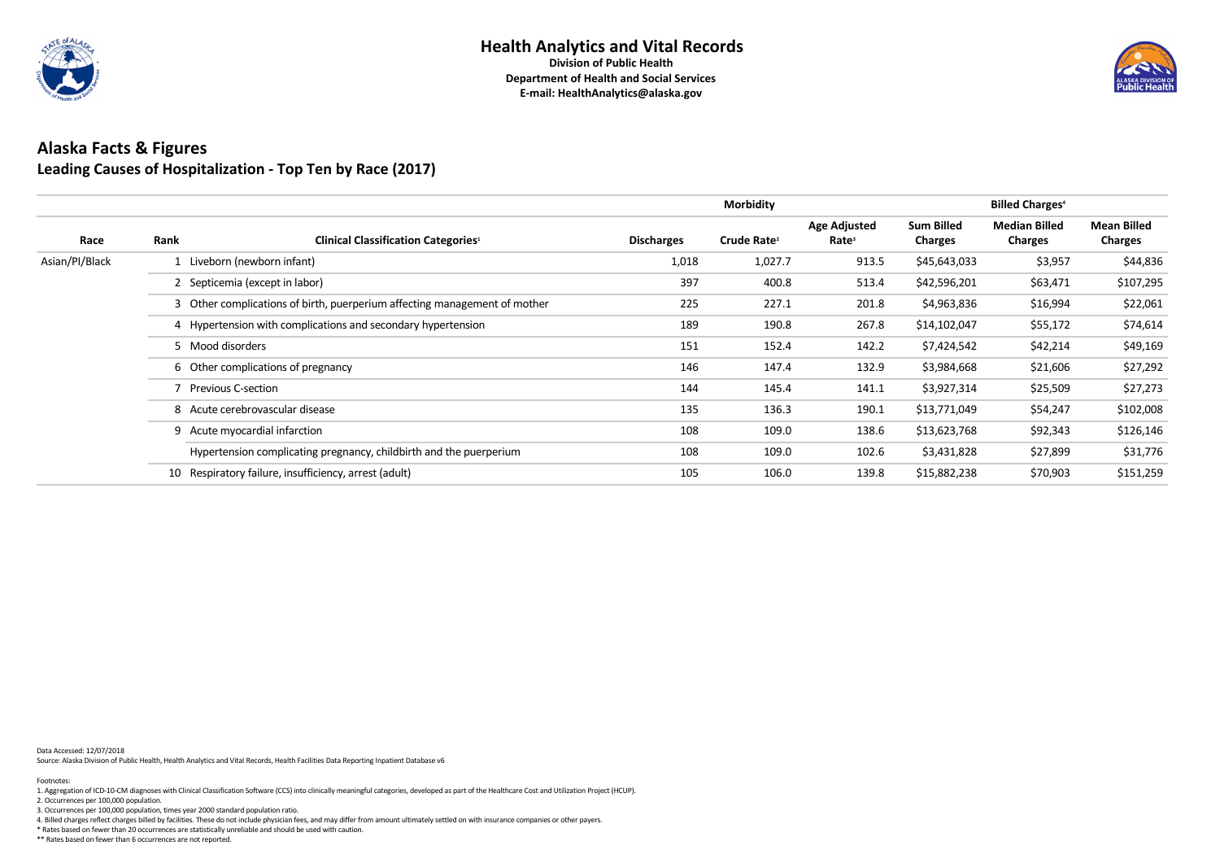## Health Analytics and Vital Records

**Division of Public Health**
**Department of Health and Social Services**
**E-mail: HealthAnalytics@alaska.gov**

# Alaska Facts & Figures

## Leading Causes of Hospitalization - Top Ten by Race (2017)

| | | | Morbidity | | | Billed Charges[4] | | |
|---|---|---|---|---|---|---|---|---|
| **Race** | **Rank** | **Clinical Classification Categories[1]** | **Discharges** | **Crude Rate[2]** | **Age Adjusted Rate[3]** | **Sum Billed Charges** | **Median Billed Charges** | **Mean Billed Charges** |
| Asian/PI/Black | 1 | Liveborn (newborn infant) | 1,018 | 1,027.7 | 913.5 | $45,643,033 | $3,957 | $44,836 |
| | 2 | Septicemia (except in labor) | 397 | 400.8 | 513.4 | $42,596,201 | $63,471 | $107,295 |
| | 3 | Other complications of birth, puerperium affecting management of mother | 225 | 227.1 | 201.8 | $4,963,836 | $16,994 | $22,061 |
| | 4 | Hypertension with complications and secondary hypertension | 189 | 190.8 | 267.8 | $14,102,047 | $55,172 | $74,614 |
| | 5 | Mood disorders | 151 | 152.4 | 142.2 | $7,424,542 | $42,214 | $49,169 |
| | 6 | Other complications of pregnancy | 146 | 147.4 | 132.9 | $3,984,668 | $21,606 | $27,292 |
| | 7 | Previous C-section | 144 | 145.4 | 141.1 | $3,927,314 | $25,509 | $27,273 |
| | 8 | Acute cerebrovascular disease | 135 | 136.3 | 190.1 | $13,771,049 | $54,247 | $102,008 |
| | 9 | Acute myocardial infarction | 108 | 109.0 | 138.6 | $13,623,768 | $92,343 | $126,146 |
| | | Hypertension complicating pregnancy, childbirth and the puerperium | 108 | 109.0 | 102.6 | $3,431,828 | $27,899 | $31,776 |
| | 10 | Respiratory failure, insufficiency, arrest (adult) | 105 | 106.0 | 139.8 | $15,882,238 | $70,903 | $151,259 |

Data Accessed: 12/07/2018
Source: Alaska Division of Public Health, Health Analytics and Vital Records, Health Facilities Data Reporting Inpatient Database v6

Footnotes:
1. Aggregation of ICD-10-CM diagnoses with Clinical Classification Software (CCS) into clinically meaningful categories, developed as part of the Healthcare Cost and Utilization Project (HCUP).
2. Occurrences per 100,000 population.
3. Occurrences per 100,000 population, times year 2000 standard population ratio.
4. Billed charges reflect charges billed by facilities. These do not include physician fees, and may differ from amount ultimately settled on with insurance companies or other payers.
* Rates based on fewer than 20 occurrences are statistically unreliable and should be used with caution.
** Rates based on fewer than 6 occurrences are not reported.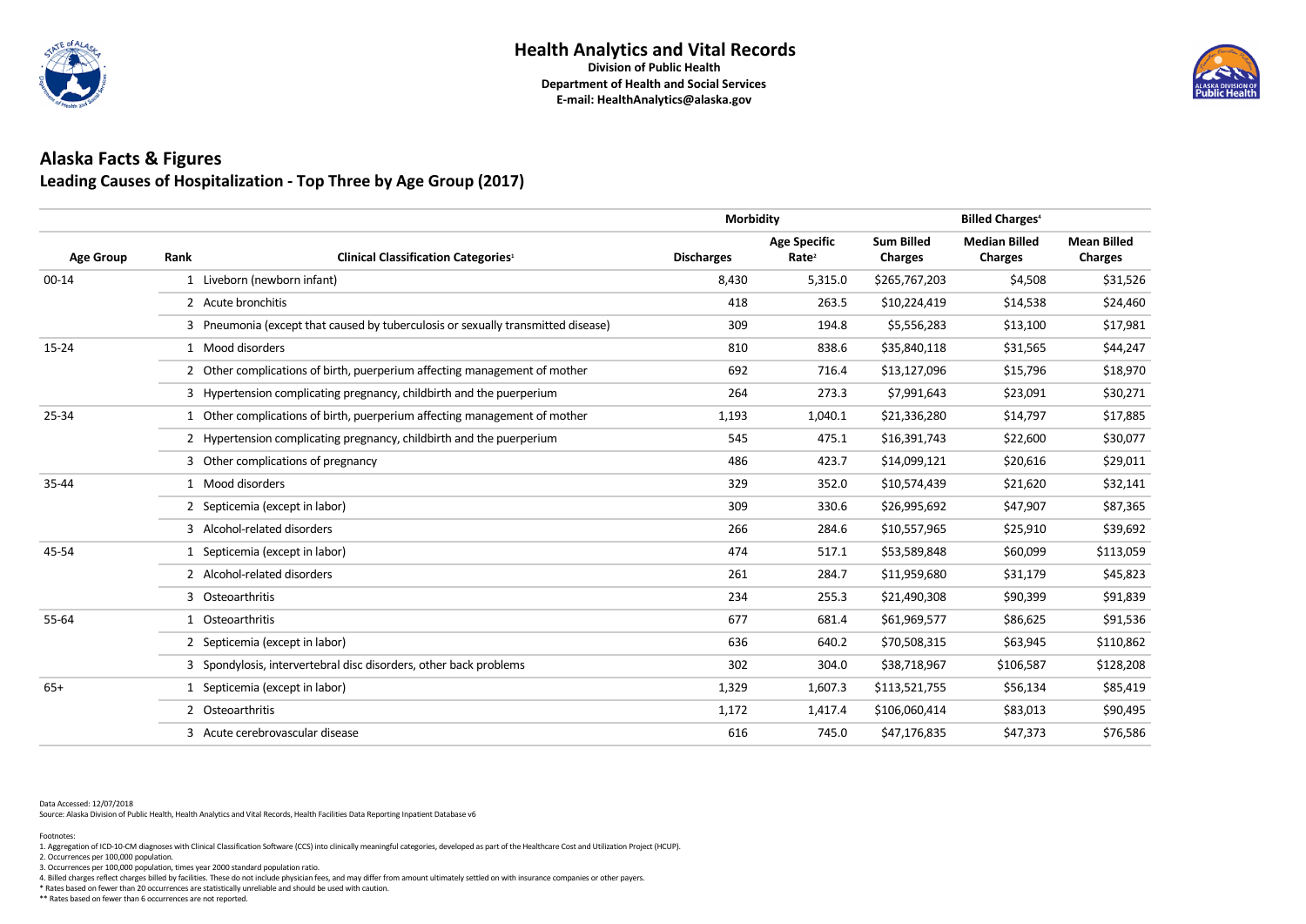# Health Analytics and Vital Records

**Division of Public Health**
**Department of Health and Social Services**
**E-mail: HealthAnalytics@alaska.gov**

## Alaska Facts & Figures

### Leading Causes of Hospitalization - Top Three by Age Group (2017)

| | | | Morbidity | | Billed Charges[4] | | |
|---|---|---|---|---|---|---|---|
| **Age Group** | **Rank** | **Clinical Classification Categories[1]** | **Discharges** | **Age Specific Rate[2]** | **Sum Billed Charges** | **Median Billed Charges** | **Mean Billed Charges** |
| 00-14 | 1 | Liveborn (newborn infant) | 8,430 | 5,315.0 | $265,767,203 | $4,508 | $31,526 |
| | 2 | Acute bronchitis | 418 | 263.5 | $10,224,419 | $14,538 | $24,460 |
| | 3 | Pneumonia (except that caused by tuberculosis or sexually transmitted disease) | 309 | 194.8 | $5,556,283 | $13,100 | $17,981 |
| 15-24 | 1 | Mood disorders | 810 | 838.6 | $35,840,118 | $31,565 | $44,247 |
| | 2 | Other complications of birth, puerperium affecting management of mother | 692 | 716.4 | $13,127,096 | $15,796 | $18,970 |
| | 3 | Hypertension complicating pregnancy, childbirth and the puerperium | 264 | 273.3 | $7,991,643 | $23,091 | $30,271 |
| 25-34 | 1 | Other complications of birth, puerperium affecting management of mother | 1,193 | 1,040.1 | $21,336,280 | $14,797 | $17,885 |
| | 2 | Hypertension complicating pregnancy, childbirth and the puerperium | 545 | 475.1 | $16,391,743 | $22,600 | $30,077 |
| | 3 | Other complications of pregnancy | 486 | 423.7 | $14,099,121 | $20,616 | $29,011 |
| 35-44 | 1 | Mood disorders | 329 | 352.0 | $10,574,439 | $21,620 | $32,141 |
| | 2 | Septicemia (except in labor) | 309 | 330.6 | $26,995,692 | $47,907 | $87,365 |
| | 3 | Alcohol-related disorders | 266 | 284.6 | $10,557,965 | $25,910 | $39,692 |
| 45-54 | 1 | Septicemia (except in labor) | 474 | 517.1 | $53,589,848 | $60,099 | $113,059 |
| | 2 | Alcohol-related disorders | 261 | 284.7 | $11,959,680 | $31,179 | $45,823 |
| | 3 | Osteoarthritis | 234 | 255.3 | $21,490,308 | $90,399 | $91,839 |
| 55-64 | 1 | Osteoarthritis | 677 | 681.4 | $61,969,577 | $86,625 | $91,536 |
| | 2 | Septicemia (except in labor) | 636 | 640.2 | $70,508,315 | $63,945 | $110,862 |
| | 3 | Spondylosis, intervertebral disc disorders, other back problems | 302 | 304.0 | $38,718,967 | $106,587 | $128,208 |
| 65+ | 1 | Septicemia (except in labor) | 1,329 | 1,607.3 | $113,521,755 | $56,134 | $85,419 |
| | 2 | Osteoarthritis | 1,172 | 1,417.4 | $106,060,414 | $83,013 | $90,495 |
| | 3 | Acute cerebrovascular disease | 616 | 745.0 | $47,176,835 | $47,373 | $76,586 |

Data Accessed: 12/07/2018
Source: Alaska Division of Public Health, Health Analytics and Vital Records, Health Facilities Data Reporting Inpatient Database v6

Footnotes:
1. Aggregation of ICD-10-CM diagnoses with Clinical Classification Software (CCS) into clinically meaningful categories, developed as part of the Healthcare Cost and Utilization Project (HCUP).
2. Occurrences per 100,000 population.
3. Occurrences per 100,000 population, times year 2000 standard population ratio.
4. Billed charges reflect charges billed by facilities. These do not include physician fees, and may differ from amount ultimately settled on with insurance companies or other payers.
* Rates based on fewer than 20 occurrences are statistically unreliable and should be used with caution.
** Rates based on fewer than 6 occurrences are not reported.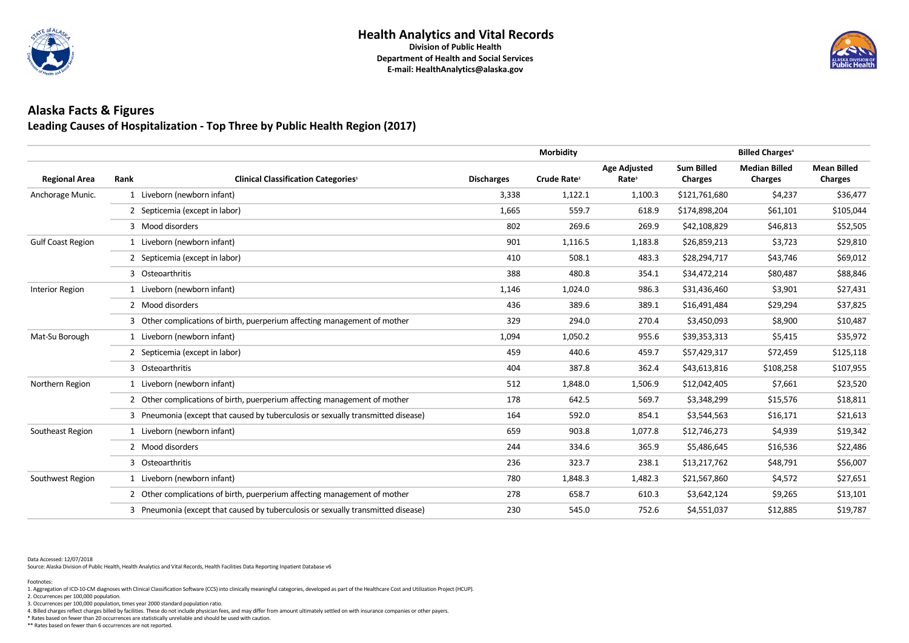# Health Analytics and Vital Records

**Division of Public Health**
**Department of Health and Social Services**
**E-mail: HealthAnalytics@alaska.gov**

## Alaska Facts & Figures

### Leading Causes of Hospitalization - Top Three by Public Health Region (2017)

| | | | Morbidity | | | Billed Charges[4] | | |
|---|---|---|---|---|---|---|---|---|
| **Regional Area** | **Rank** | **Clinical Classification Categories[1]** | **Discharges** | **Crude Rate[2]** | **Age Adjusted Rate[3]** | **Sum Billed Charges** | **Median Billed Charges** | **Mean Billed Charges** |
| Anchorage Munic. | 1 | Liveborn (newborn infant) | 3,338 | 1,122.1 | 1,100.3 | $121,761,680 | $4,237 | $36,477 |
| | 2 | Septicemia (except in labor) | 1,665 | 559.7 | 618.9 | $174,898,204 | $61,101 | $105,044 |
| | 3 | Mood disorders | 802 | 269.6 | 269.9 | $42,108,829 | $46,813 | $52,505 |
| Gulf Coast Region | 1 | Liveborn (newborn infant) | 901 | 1,116.5 | 1,183.8 | $26,859,213 | $3,723 | $29,810 |
| | 2 | Septicemia (except in labor) | 410 | 508.1 | 483.3 | $28,294,717 | $43,746 | $69,012 |
| | 3 | Osteoarthritis | 388 | 480.8 | 354.1 | $34,472,214 | $80,487 | $88,846 |
| Interior Region | 1 | Liveborn (newborn infant) | 1,146 | 1,024.0 | 986.3 | $31,436,460 | $3,901 | $27,431 |
| | 2 | Mood disorders | 436 | 389.6 | 389.1 | $16,491,484 | $29,294 | $37,825 |
| | 3 | Other complications of birth, puerperium affecting management of mother | 329 | 294.0 | 270.4 | $3,450,093 | $8,900 | $10,487 |
| Mat-Su Borough | 1 | Liveborn (newborn infant) | 1,094 | 1,050.2 | 955.6 | $39,353,313 | $5,415 | $35,972 |
| | 2 | Septicemia (except in labor) | 459 | 440.6 | 459.7 | $57,429,317 | $72,459 | $125,118 |
| | 3 | Osteoarthritis | 404 | 387.8 | 362.4 | $43,613,816 | $108,258 | $107,955 |
| Northern Region | 1 | Liveborn (newborn infant) | 512 | 1,848.0 | 1,506.9 | $12,042,405 | $7,661 | $23,520 |
| | 2 | Other complications of birth, puerperium affecting management of mother | 178 | 642.5 | 569.7 | $3,348,299 | $15,576 | $18,811 |
| | 3 | Pneumonia (except that caused by tuberculosis or sexually transmitted disease) | 164 | 592.0 | 854.1 | $3,544,563 | $16,171 | $21,613 |
| Southeast Region | 1 | Liveborn (newborn infant) | 659 | 903.8 | 1,077.8 | $12,746,273 | $4,939 | $19,342 |
| | 2 | Mood disorders | 244 | 334.6 | 365.9 | $5,486,645 | $16,536 | $22,486 |
| | 3 | Osteoarthritis | 236 | 323.7 | 238.1 | $13,217,762 | $48,791 | $56,007 |
| Southwest Region | 1 | Liveborn (newborn infant) | 780 | 1,848.3 | 1,482.3 | $21,567,860 | $4,572 | $27,651 |
| | 2 | Other complications of birth, puerperium affecting management of mother | 278 | 658.7 | 610.3 | $3,642,124 | $9,265 | $13,101 |
| | 3 | Pneumonia (except that caused by tuberculosis or sexually transmitted disease) | 230 | 545.0 | 752.6 | $4,551,037 | $12,885 | $19,787 |

Data Accessed: 12/07/2018

Source: Alaska Division of Public Health, Health Analytics and Vital Records, Health Facilities Data Reporting Inpatient Database v6

Footnotes:

1. Aggregation of ICD-10-CM diagnoses with Clinical Classification Software (CCS) into clinically meaningful categories, developed as part of the Healthcare Cost and Utilization Project (HCUP).
2. Occurrences per 100,000 population.
3. Occurrences per 100,000 population, times year 2000 standard population ratio.
4. Billed charges reflect charges billed by facilities. These do not include physician fees, and may differ from amount ultimately settled on with insurance companies or other payers.

\* Rates based on fewer than 20 occurrences are statistically unreliable and should be used with caution.

** Rates based on fewer than 6 occurrences are not reported.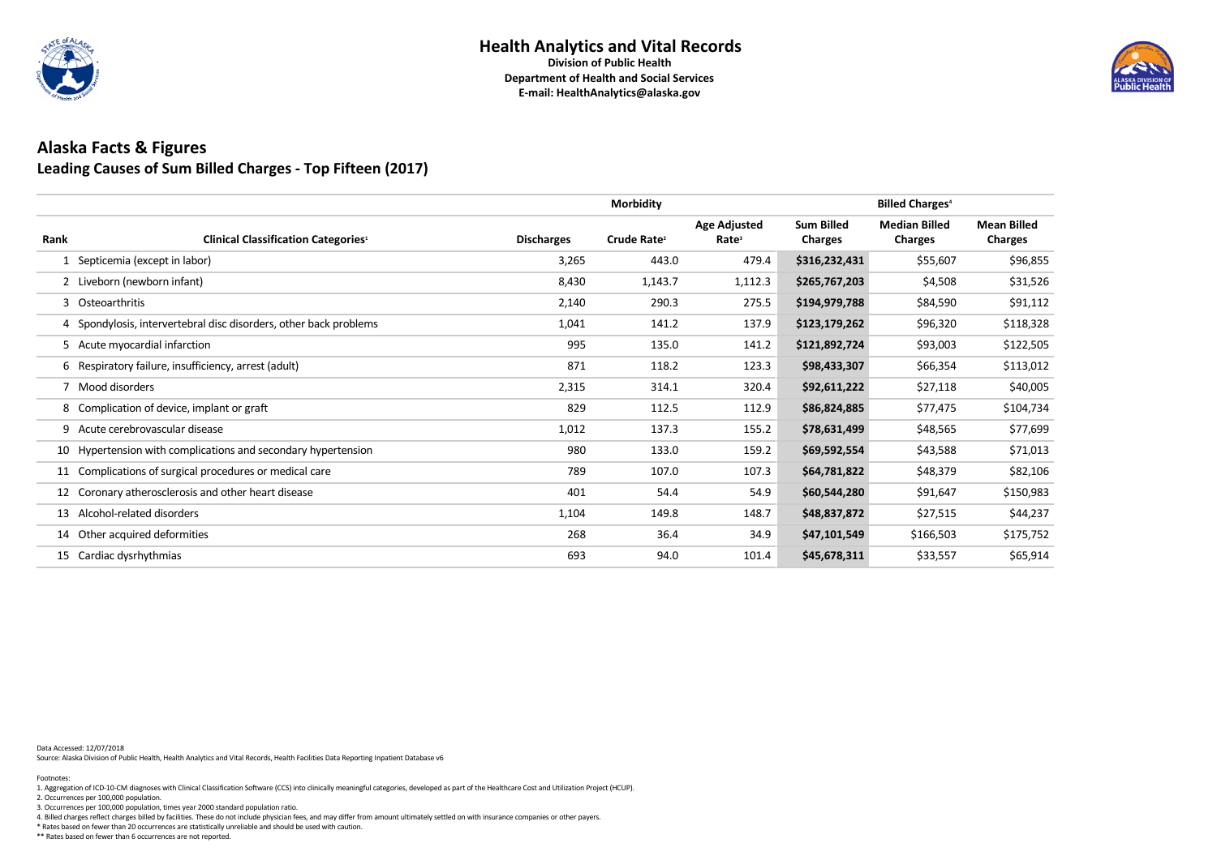# Health Analytics and Vital Records

**Division of Public Health**
**Department of Health and Social Services**
**E-mail: HealthAnalytics@alaska.gov**

## Alaska Facts & Figures

### Leading Causes of Sum Billed Charges - Top Fifteen (2017)

| | | Morbidity | | | Billed Charges[4] | | |
|---|---|---|---|---|---|---|---|
| **Rank** | **Clinical Classification Categories[1]** | **Discharges** | **Crude Rate[2]** | **Age Adjusted Rate[3]** | **Sum Billed Charges** | **Median Billed Charges** | **Mean Billed Charges** |
| 1 | Septicemia (except in labor) | 3,265 | 443.0 | 479.4 | **$316,232,431** | $55,607 | $96,855 |
| 2 | Liveborn (newborn infant) | 8,430 | 1,143.7 | 1,112.3 | **$265,767,203** | $4,508 | $31,526 |
| 3 | Osteoarthritis | 2,140 | 290.3 | 275.5 | **$194,979,788** | $84,590 | $91,112 |
| 4 | Spondylosis, intervertebral disc disorders, other back problems | 1,041 | 141.2 | 137.9 | **$123,179,262** | $96,320 | $118,328 |
| 5 | Acute myocardial infarction | 995 | 135.0 | 141.2 | **$121,892,724** | $93,003 | $122,505 |
| 6 | Respiratory failure, insufficiency, arrest (adult) | 871 | 118.2 | 123.3 | **$98,433,307** | $66,354 | $113,012 |
| 7 | Mood disorders | 2,315 | 314.1 | 320.4 | **$92,611,222** | $27,118 | $40,005 |
| 8 | Complication of device, implant or graft | 829 | 112.5 | 112.9 | **$86,824,885** | $77,475 | $104,734 |
| 9 | Acute cerebrovascular disease | 1,012 | 137.3 | 155.2 | **$78,631,499** | $48,565 | $77,699 |
| 10 | Hypertension with complications and secondary hypertension | 980 | 133.0 | 159.2 | **$69,592,554** | $43,588 | $71,013 |
| 11 | Complications of surgical procedures or medical care | 789 | 107.0 | 107.3 | **$64,781,822** | $48,379 | $82,106 |
| 12 | Coronary atherosclerosis and other heart disease | 401 | 54.4 | 54.9 | **$60,544,280** | $91,647 | $150,983 |
| 13 | Alcohol-related disorders | 1,104 | 149.8 | 148.7 | **$48,837,872** | $27,515 | $44,237 |
| 14 | Other acquired deformities | 268 | 36.4 | 34.9 | **$47,101,549** | $166,503 | $175,752 |
| 15 | Cardiac dysrhythmias | 693 | 94.0 | 101.4 | **$45,678,311** | $33,557 | $65,914 |

Data Accessed: 12/07/2018
Source: Alaska Division of Public Health, Health Analytics and Vital Records, Health Facilities Data Reporting Inpatient Database v6

Footnotes:
1. Aggregation of ICD-10-CM diagnoses with Clinical Classification Software (CCS) into clinically meaningful categories, developed as part of the Healthcare Cost and Utilization Project (HCUP).
2. Occurrences per 100,000 population.
3. Occurrences per 100,000 population, times year 2000 standard population ratio.
4. Billed charges reflect charges billed by facilities. These do not include physician fees, and may differ from amount ultimately settled on with insurance companies or other payers.
* Rates based on fewer than 20 occurrences are statistically unreliable and should be used with caution.
** Rates based on fewer than 6 occurrences are not reported.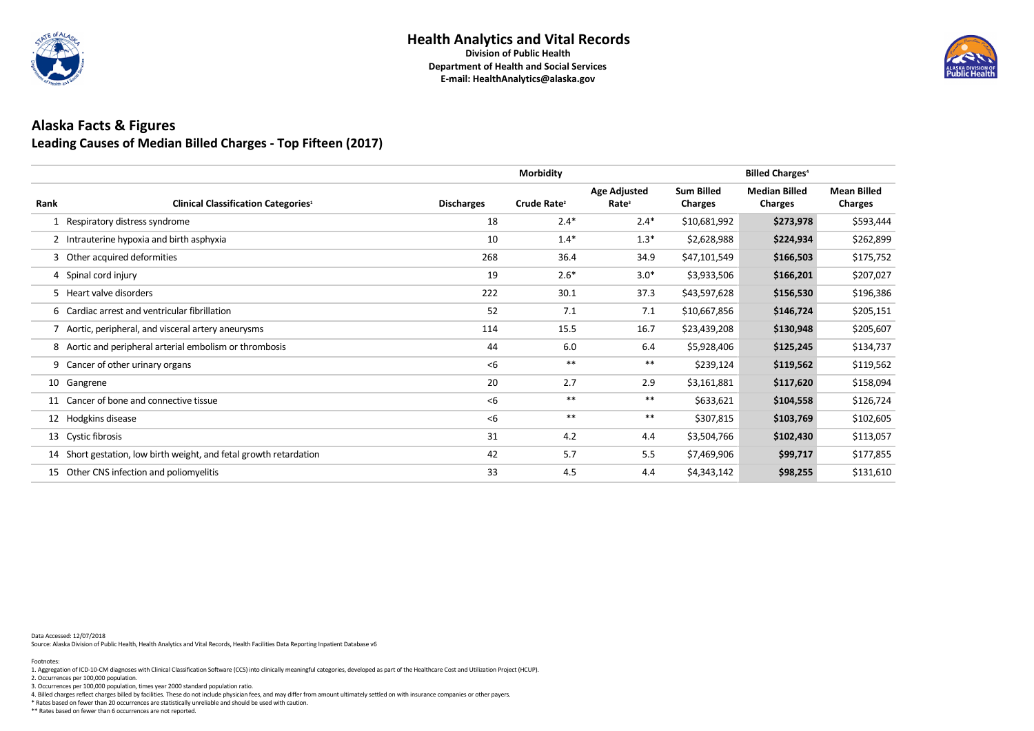# Health Analytics and Vital Records

**Division of Public Health**
**Department of Health and Social Services**
**E-mail: HealthAnalytics@alaska.gov**

## Alaska Facts & Figures

### Leading Causes of Median Billed Charges - Top Fifteen (2017)

| | | Morbidity | | | Billed Charges[4] | | |
|---|---|---|---|---|---|---|---|
| **Rank** | **Clinical Classification Categories[1]** | **Discharges** | **Crude Rate[2]** | **Age Adjusted Rate[3]** | **Sum Billed Charges** | **Median Billed Charges** | **Mean Billed Charges** |
| 1 | Respiratory distress syndrome | 18 | 2.4* | 2.4* | $10,681,992 | **$273,978** | $593,444 |
| 2 | Intrauterine hypoxia and birth asphyxia | 10 | 1.4* | 1.3* | $2,628,988 | **$224,934** | $262,899 |
| 3 | Other acquired deformities | 268 | 36.4 | 34.9 | $47,101,549 | **$166,503** | $175,752 |
| 4 | Spinal cord injury | 19 | 2.6* | 3.0* | $3,933,506 | **$166,201** | $207,027 |
| 5 | Heart valve disorders | 222 | 30.1 | 37.3 | $43,597,628 | **$156,530** | $196,386 |
| 6 | Cardiac arrest and ventricular fibrillation | 52 | 7.1 | 7.1 | $10,667,856 | **$146,724** | $205,151 |
| 7 | Aortic, peripheral, and visceral artery aneurysms | 114 | 15.5 | 16.7 | $23,439,208 | **$130,948** | $205,607 |
| 8 | Aortic and peripheral arterial embolism or thrombosis | 44 | 6.0 | 6.4 | $5,928,406 | **$125,245** | $134,737 |
| 9 | Cancer of other urinary organs | <6 | ** | ** | $239,124 | **$119,562** | $119,562 |
| 10 | Gangrene | 20 | 2.7 | 2.9 | $3,161,881 | **$117,620** | $158,094 |
| 11 | Cancer of bone and connective tissue | <6 | ** | ** | $633,621 | **$104,558** | $126,724 |
| 12 | Hodgkins disease | <6 | ** | ** | $307,815 | **$103,769** | $102,605 |
| 13 | Cystic fibrosis | 31 | 4.2 | 4.4 | $3,504,766 | **$102,430** | $113,057 |
| 14 | Short gestation, low birth weight, and fetal growth retardation | 42 | 5.7 | 5.5 | $7,469,906 | **$99,717** | $177,855 |
| 15 | Other CNS infection and poliomyelitis | 33 | 4.5 | 4.4 | $4,343,142 | **$98,255** | $131,610 |

Data Accessed: 12/07/2018
Source: Alaska Division of Public Health, Health Analytics and Vital Records, Health Facilities Data Reporting Inpatient Database v6

Footnotes:
1. Aggregation of ICD-10-CM diagnoses with Clinical Classification Software (CCS) into clinically meaningful categories, developed as part of the Healthcare Cost and Utilization Project (HCUP).
2. Occurrences per 100,000 population.
3. Occurrences per 100,000 population, times year 2000 standard population ratio.
4. Billed charges reflect charges billed by facilities. These do not include physician fees, and may differ from amount ultimately settled on with insurance companies or other payers.
* Rates based on fewer than 20 occurrences are statistically unreliable and should be used with caution.
** Rates based on fewer than 6 occurrences are not reported.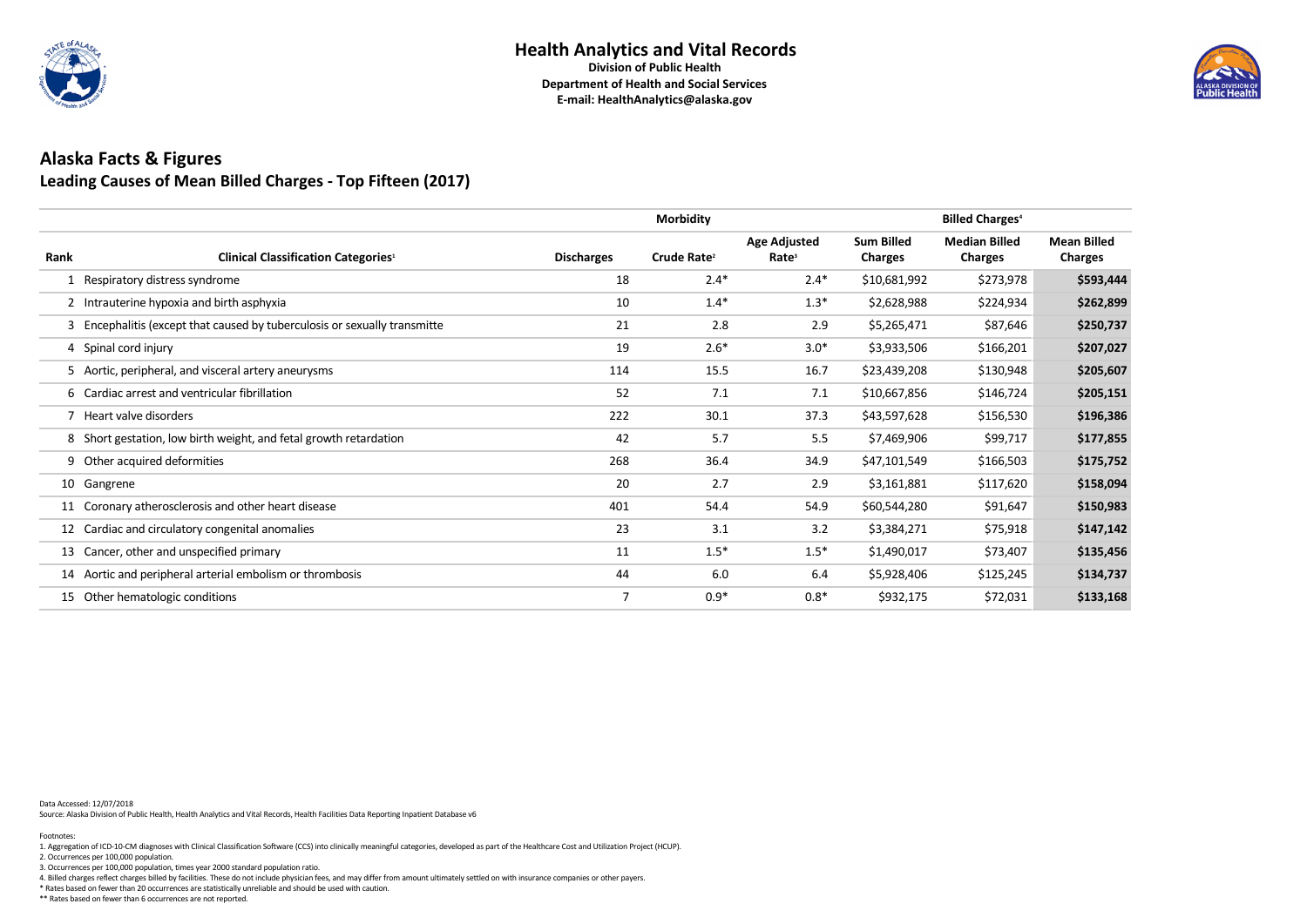# Health Analytics and Vital Records

**Division of Public Health**
**Department of Health and Social Services**
**E-mail: HealthAnalytics@alaska.gov**

## Alaska Facts & Figures

### Leading Causes of Mean Billed Charges - Top Fifteen (2017)

| | | Morbidity | | | Billed Charges[4] | | |
|---|---|---|---|---|---|---|---|
| **Rank** | **Clinical Classification Categories[1]** | **Discharges** | **Crude Rate[2]** | **Age Adjusted Rate[3]** | **Sum Billed Charges** | **Median Billed Charges** | **Mean Billed Charges** |
| 1 | Respiratory distress syndrome | 18 | 2.4* | 2.4* | $10,681,992 | $273,978 | **$593,444** |
| 2 | Intrauterine hypoxia and birth asphyxia | 10 | 1.4* | 1.3* | $2,628,988 | $224,934 | **$262,899** |
| 3 | Encephalitis (except that caused by tuberculosis or sexually transmitte | 21 | 2.8 | 2.9 | $5,265,471 | $87,646 | **$250,737** |
| 4 | Spinal cord injury | 19 | 2.6* | 3.0* | $3,933,506 | $166,201 | **$207,027** |
| 5 | Aortic, peripheral, and visceral artery aneurysms | 114 | 15.5 | 16.7 | $23,439,208 | $130,948 | **$205,607** |
| 6 | Cardiac arrest and ventricular fibrillation | 52 | 7.1 | 7.1 | $10,667,856 | $146,724 | **$205,151** |
| 7 | Heart valve disorders | 222 | 30.1 | 37.3 | $43,597,628 | $156,530 | **$196,386** |
| 8 | Short gestation, low birth weight, and fetal growth retardation | 42 | 5.7 | 5.5 | $7,469,906 | $99,717 | **$177,855** |
| 9 | Other acquired deformities | 268 | 36.4 | 34.9 | $47,101,549 | $166,503 | **$175,752** |
| 10 | Gangrene | 20 | 2.7 | 2.9 | $3,161,881 | $117,620 | **$158,094** |
| 11 | Coronary atherosclerosis and other heart disease | 401 | 54.4 | 54.9 | $60,544,280 | $91,647 | **$150,983** |
| 12 | Cardiac and circulatory congenital anomalies | 23 | 3.1 | 3.2 | $3,384,271 | $75,918 | **$147,142** |
| 13 | Cancer, other and unspecified primary | 11 | 1.5* | 1.5* | $1,490,017 | $73,407 | **$135,456** |
| 14 | Aortic and peripheral arterial embolism or thrombosis | 44 | 6.0 | 6.4 | $5,928,406 | $125,245 | **$134,737** |
| 15 | Other hematologic conditions | 7 | 0.9* | 0.8* | $932,175 | $72,031 | **$133,168** |

Data Accessed: 12/07/2018
Source: Alaska Division of Public Health, Health Analytics and Vital Records, Health Facilities Data Reporting Inpatient Database v6

Footnotes:
1. Aggregation of ICD-10-CM diagnoses with Clinical Classification Software (CCS) into clinically meaningful categories, developed as part of the Healthcare Cost and Utilization Project (HCUP).
2. Occurrences per 100,000 population.
3. Occurrences per 100,000 population, times year 2000 standard population ratio.
4. Billed charges reflect charges billed by facilities. These do not include physician fees, and may differ from amount ultimately settled on with insurance companies or other payers.
* Rates based on fewer than 20 occurrences are statistically unreliable and should be used with caution.
** Rates based on fewer than 6 occurrences are not reported.